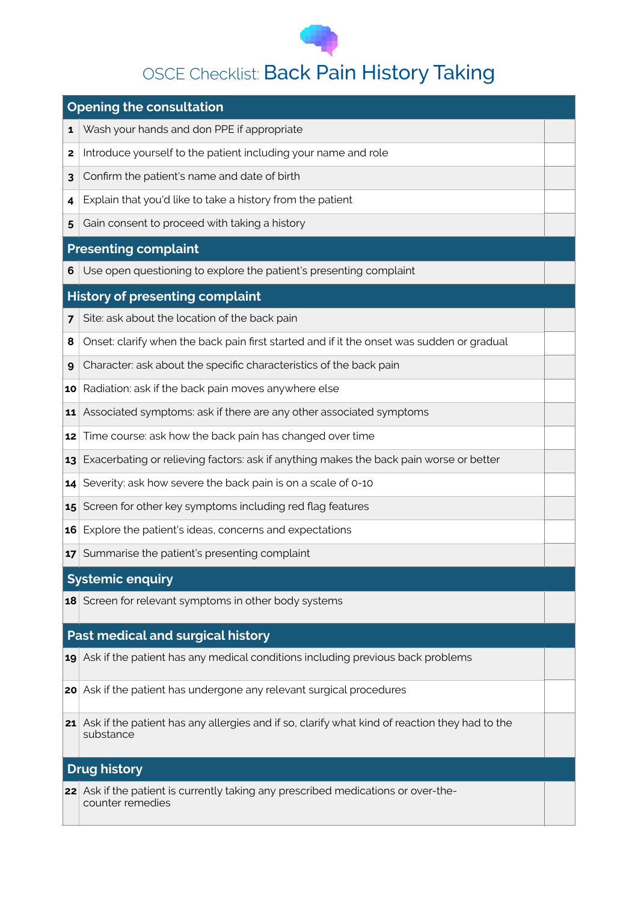# OSCE Checklist: Back Pain History Taking

| # | Opening the consultation | |
|---|---|---|
| 1 | Wash your hands and don PPE if appropriate | |
| 2 | Introduce yourself to the patient including your name and role | |
| 3 | Confirm the patient's name and date of birth | |
| 4 | Explain that you'd like to take a history from the patient | |
| 5 | Gain consent to proceed with taking a history | |
| | **Presenting complaint** | |
| 6 | Use open questioning to explore the patient's presenting complaint | |
| | **History of presenting complaint** | |
| 7 | Site: ask about the location of the back pain | |
| 8 | Onset: clarify when the back pain first started and if it the onset was sudden or gradual | |
| 9 | Character: ask about the specific characteristics of the back pain | |
| 10 | Radiation: ask if the back pain moves anywhere else | |
| 11 | Associated symptoms: ask if there are any other associated symptoms | |
| 12 | Time course: ask how the back pain has changed over time | |
| 13 | Exacerbating or relieving factors: ask if anything makes the back pain worse or better | |
| 14 | Severity: ask how severe the back pain is on a scale of 0-10 | |
| 15 | Screen for other key symptoms including red flag features | |
| 16 | Explore the patient's ideas, concerns and expectations | |
| 17 | Summarise the patient's presenting complaint | |
| | **Systemic enquiry** | |
| 18 | Screen for relevant symptoms in other body systems | |
| | **Past medical and surgical history** | |
| 19 | Ask if the patient has any medical conditions including previous back problems | |
| 20 | Ask if the patient has undergone any relevant surgical procedures | |
| 21 | Ask if the patient has any allergies and if so, clarify what kind of reaction they had to the substance | |
| | **Drug history** | |
| 22 | Ask if the patient is currently taking any prescribed medications or over-the-counter remedies | |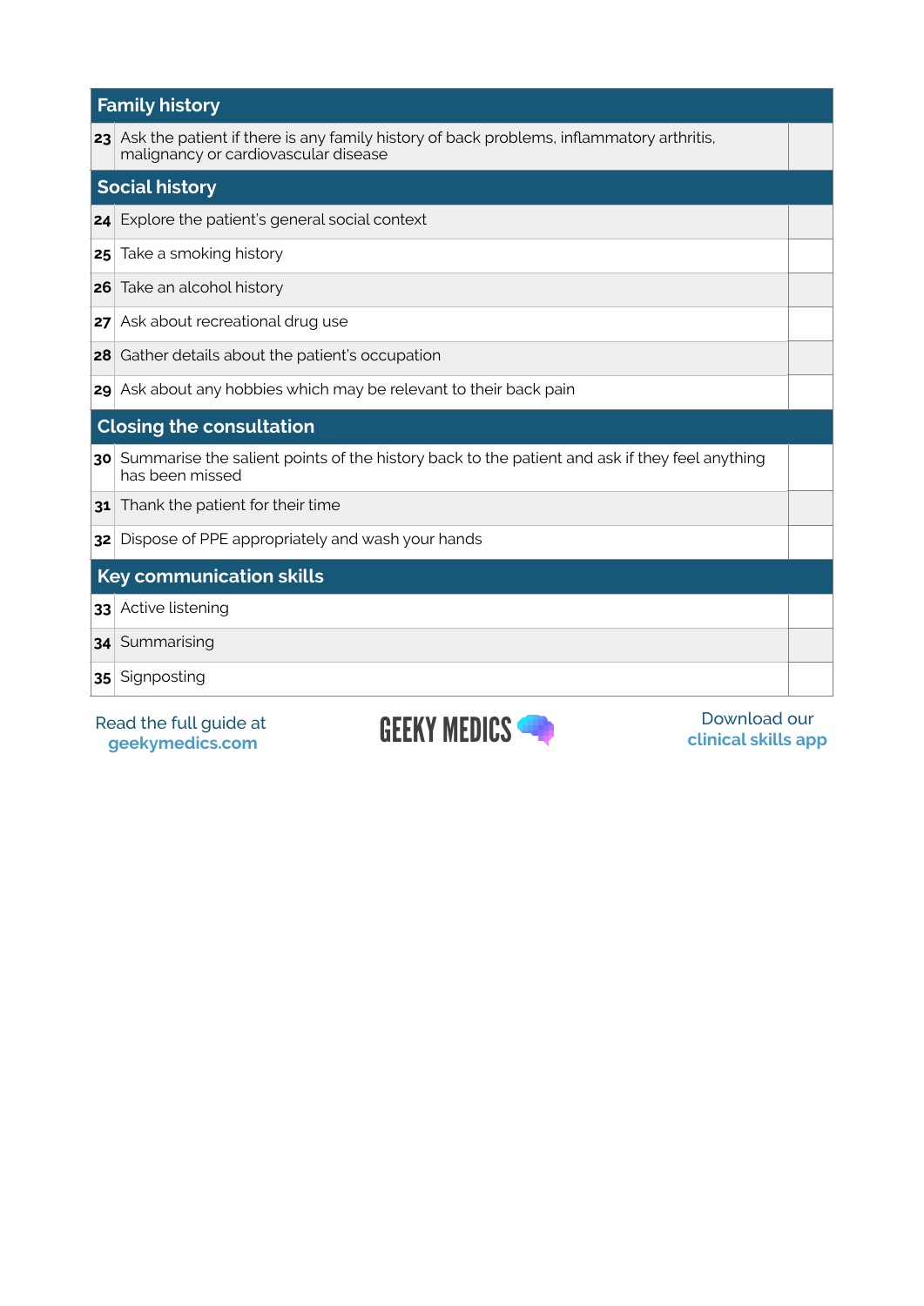| | | |
|---|---|---|
| **Family history** | | |
| **23** | Ask the patient if there is any family history of back problems, inflammatory arthritis, malignancy or cardiovascular disease | |
| **Social history** | | |
| **24** | Explore the patient's general social context | |
| **25** | Take a smoking history | |
| **26** | Take an alcohol history | |
| **27** | Ask about recreational drug use | |
| **28** | Gather details about the patient's occupation | |
| **29** | Ask about any hobbies which may be relevant to their back pain | |
| **Closing the consultation** | | |
| **30** | Summarise the salient points of the history back to the patient and ask if they feel anything has been missed | |
| **31** | Thank the patient for their time | |
| **32** | Dispose of PPE appropriately and wash your hands | |
| **Key communication skills** | | |
| **33** | Active listening | |
| **34** | Summarising | |
| **35** | Signposting | |

Read the full guide at **geekymedics.com**

GEEKY MEDICS

Download our **clinical skills app**